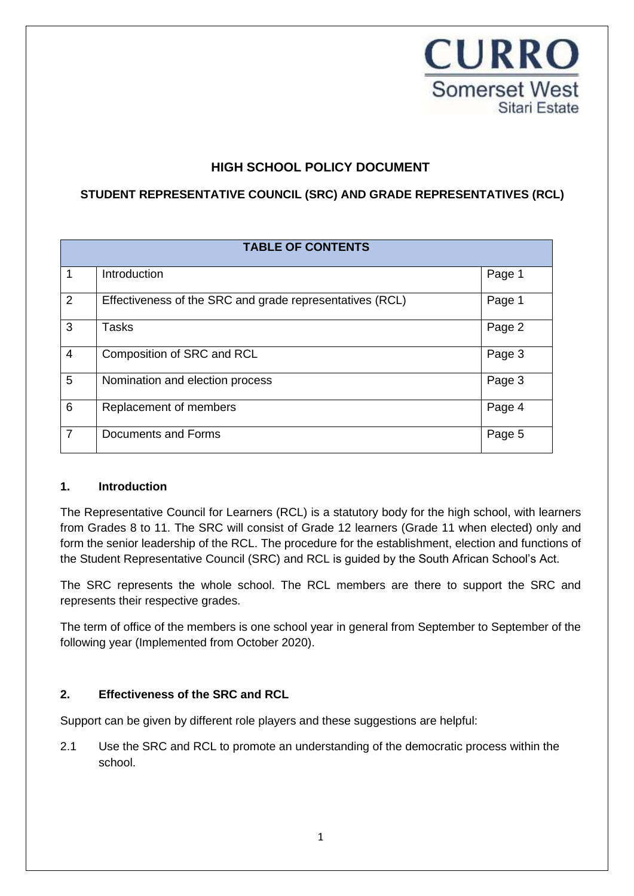CURRO
Somerset West
Sitari Estate

# HIGH SCHOOL POLICY DOCUMENT

## STUDENT REPRESENTATIVE COUNCIL (SRC) AND GRADE REPRESENTATIVES (RCL)

| TABLE OF CONTENTS | | |
|---|---|---|
| 1 | Introduction | Page 1 |
| 2 | Effectiveness of the SRC and grade representatives (RCL) | Page 1 |
| 3 | Tasks | Page 2 |
| 4 | Composition of SRC and RCL | Page 3 |
| 5 | Nomination and election process | Page 3 |
| 6 | Replacement of members | Page 4 |
| 7 | Documents and Forms | Page 5 |

### 1. Introduction

The Representative Council for Learners (RCL) is a statutory body for the high school, with learners from Grades 8 to 11. The SRC will consist of Grade 12 learners (Grade 11 when elected) only and form the senior leadership of the RCL. The procedure for the establishment, election and functions of the Student Representative Council (SRC) and RCL is guided by the South African School's Act.

The SRC represents the whole school. The RCL members are there to support the SRC and represents their respective grades.

The term of office of the members is one school year in general from September to September of the following year (Implemented from October 2020).

### 2. Effectiveness of the SRC and RCL

Support can be given by different role players and these suggestions are helpful:

2.1 Use the SRC and RCL to promote an understanding of the democratic process within the school.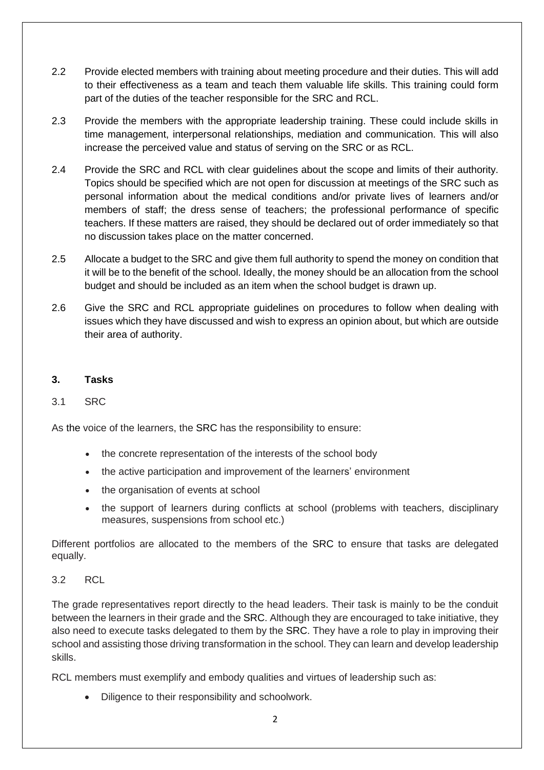2.2 Provide elected members with training about meeting procedure and their duties. This will add to their effectiveness as a team and teach them valuable life skills. This training could form part of the duties of the teacher responsible for the SRC and RCL.

2.3 Provide the members with the appropriate leadership training. These could include skills in time management, interpersonal relationships, mediation and communication. This will also increase the perceived value and status of serving on the SRC or as RCL.

2.4 Provide the SRC and RCL with clear guidelines about the scope and limits of their authority. Topics should be specified which are not open for discussion at meetings of the SRC such as personal information about the medical conditions and/or private lives of learners and/or members of staff; the dress sense of teachers; the professional performance of specific teachers. If these matters are raised, they should be declared out of order immediately so that no discussion takes place on the matter concerned.

2.5 Allocate a budget to the SRC and give them full authority to spend the money on condition that it will be to the benefit of the school. Ideally, the money should be an allocation from the school budget and should be included as an item when the school budget is drawn up.

2.6 Give the SRC and RCL appropriate guidelines on procedures to follow when dealing with issues which they have discussed and wish to express an opinion about, but which are outside their area of authority.

## 3. Tasks

### 3.1 SRC

As the voice of the learners, the SRC has the responsibility to ensure:

- the concrete representation of the interests of the school body
- the active participation and improvement of the learners' environment
- the organisation of events at school
- the support of learners during conflicts at school (problems with teachers, disciplinary measures, suspensions from school etc.)

Different portfolios are allocated to the members of the SRC to ensure that tasks are delegated equally.

### 3.2 RCL

The grade representatives report directly to the head leaders. Their task is mainly to be the conduit between the learners in their grade and the SRC. Although they are encouraged to take initiative, they also need to execute tasks delegated to them by the SRC. They have a role to play in improving their school and assisting those driving transformation in the school. They can learn and develop leadership skills.

RCL members must exemplify and embody qualities and virtues of leadership such as:

- Diligence to their responsibility and schoolwork.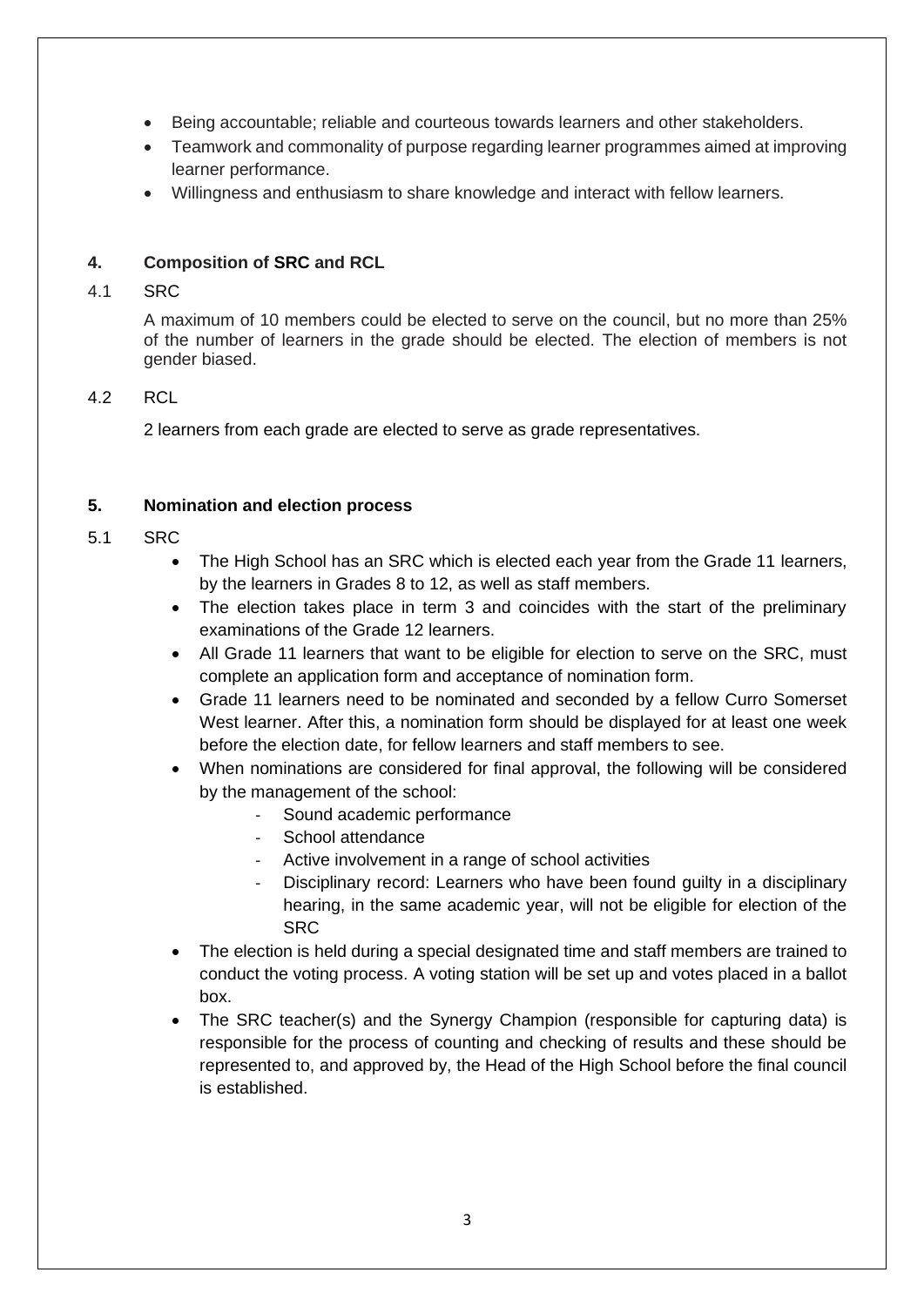- Being accountable; reliable and courteous towards learners and other stakeholders.
- Teamwork and commonality of purpose regarding learner programmes aimed at improving learner performance.
- Willingness and enthusiasm to share knowledge and interact with fellow learners.

## 4. Composition of SRC and RCL

### 4.1 SRC

A maximum of 10 members could be elected to serve on the council, but no more than 25% of the number of learners in the grade should be elected. The election of members is not gender biased.

### 4.2 RCL

2 learners from each grade are elected to serve as grade representatives.

## 5. Nomination and election process

### 5.1 SRC

- The High School has an SRC which is elected each year from the Grade 11 learners, by the learners in Grades 8 to 12, as well as staff members.
- The election takes place in term 3 and coincides with the start of the preliminary examinations of the Grade 12 learners.
- All Grade 11 learners that want to be eligible for election to serve on the SRC, must complete an application form and acceptance of nomination form.
- Grade 11 learners need to be nominated and seconded by a fellow Curro Somerset West learner. After this, a nomination form should be displayed for at least one week before the election date, for fellow learners and staff members to see.
- When nominations are considered for final approval, the following will be considered by the management of the school:
  - Sound academic performance
  - School attendance
  - Active involvement in a range of school activities
  - Disciplinary record: Learners who have been found guilty in a disciplinary hearing, in the same academic year, will not be eligible for election of the SRC
- The election is held during a special designated time and staff members are trained to conduct the voting process. A voting station will be set up and votes placed in a ballot box.
- The SRC teacher(s) and the Synergy Champion (responsible for capturing data) is responsible for the process of counting and checking of results and these should be represented to, and approved by, the Head of the High School before the final council is established.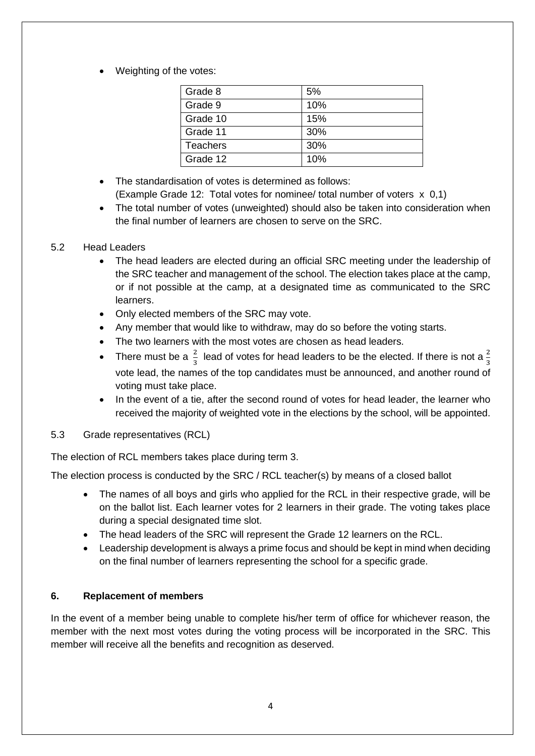- Weighting of the votes:

| Grade 8 | 5% |
|---|---|
| Grade 9 | 10% |
| Grade 10 | 15% |
| Grade 11 | 30% |
| Teachers | 30% |
| Grade 12 | 10% |

- The standardisation of votes is determined as follows:
  (Example Grade 12: Total votes for nominee/ total number of voters x 0,1)
- The total number of votes (unweighted) should also be taken into consideration when the final number of learners are chosen to serve on the SRC.

5.2 Head Leaders

- The head leaders are elected during an official SRC meeting under the leadership of the SRC teacher and management of the school. The election takes place at the camp, or if not possible at the camp, at a designated time as communicated to the SRC learners.
- Only elected members of the SRC may vote.
- Any member that would like to withdraw, may do so before the voting starts.
- The two learners with the most votes are chosen as head leaders.
- There must be a $\frac{2}{3}$ lead of votes for head leaders to be the elected. If there is not a $\frac{2}{3}$ vote lead, the names of the top candidates must be announced, and another round of voting must take place.
- In the event of a tie, after the second round of votes for head leader, the learner who received the majority of weighted vote in the elections by the school, will be appointed.

5.3 Grade representatives (RCL)

The election of RCL members takes place during term 3.

The election process is conducted by the SRC / RCL teacher(s) by means of a closed ballot

- The names of all boys and girls who applied for the RCL in their respective grade, will be on the ballot list. Each learner votes for 2 learners in their grade. The voting takes place during a special designated time slot.
- The head leaders of the SRC will represent the Grade 12 learners on the RCL.
- Leadership development is always a prime focus and should be kept in mind when deciding on the final number of learners representing the school for a specific grade.

**6. Replacement of members**

In the event of a member being unable to complete his/her term of office for whichever reason, the member with the next most votes during the voting process will be incorporated in the SRC. This member will receive all the benefits and recognition as deserved.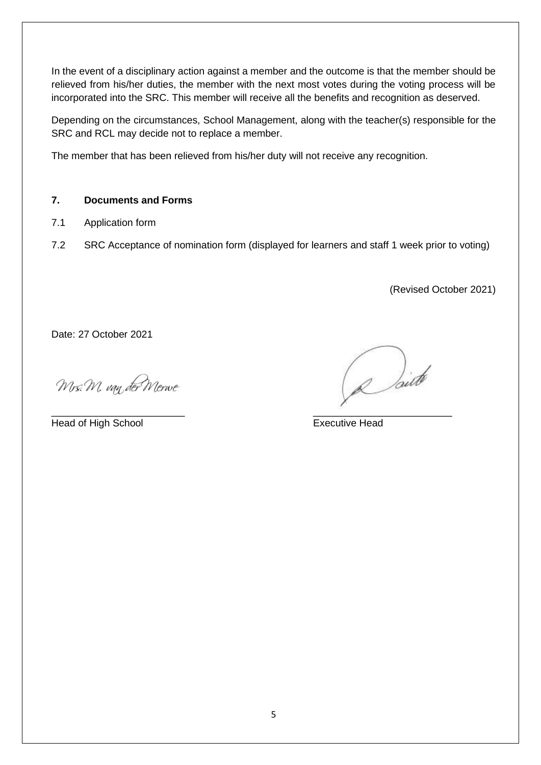In the event of a disciplinary action against a member and the outcome is that the member should be relieved from his/her duties, the member with the next most votes during the voting process will be incorporated into the SRC. This member will receive all the benefits and recognition as deserved.

Depending on the circumstances, School Management, along with the teacher(s) responsible for the SRC and RCL may decide not to replace a member.

The member that has been relieved from his/her duty will not receive any recognition.

## 7. Documents and Forms

7.1 Application form

7.2 SRC Acceptance of nomination form (displayed for learners and staff 1 week prior to voting)

(Revised October 2021)

Date: 27 October 2021

Mrs. M. van der Merwe

\_\_\_\_\_\_\_\_\_\_\_\_\_\_\_\_\_\_\_\_\_\_\_\_ \_\_\_\_\_\_\_\_\_\_\_\_\_\_\_\_\_\_\_\_\_\_\_\_

Head of High School Executive Head